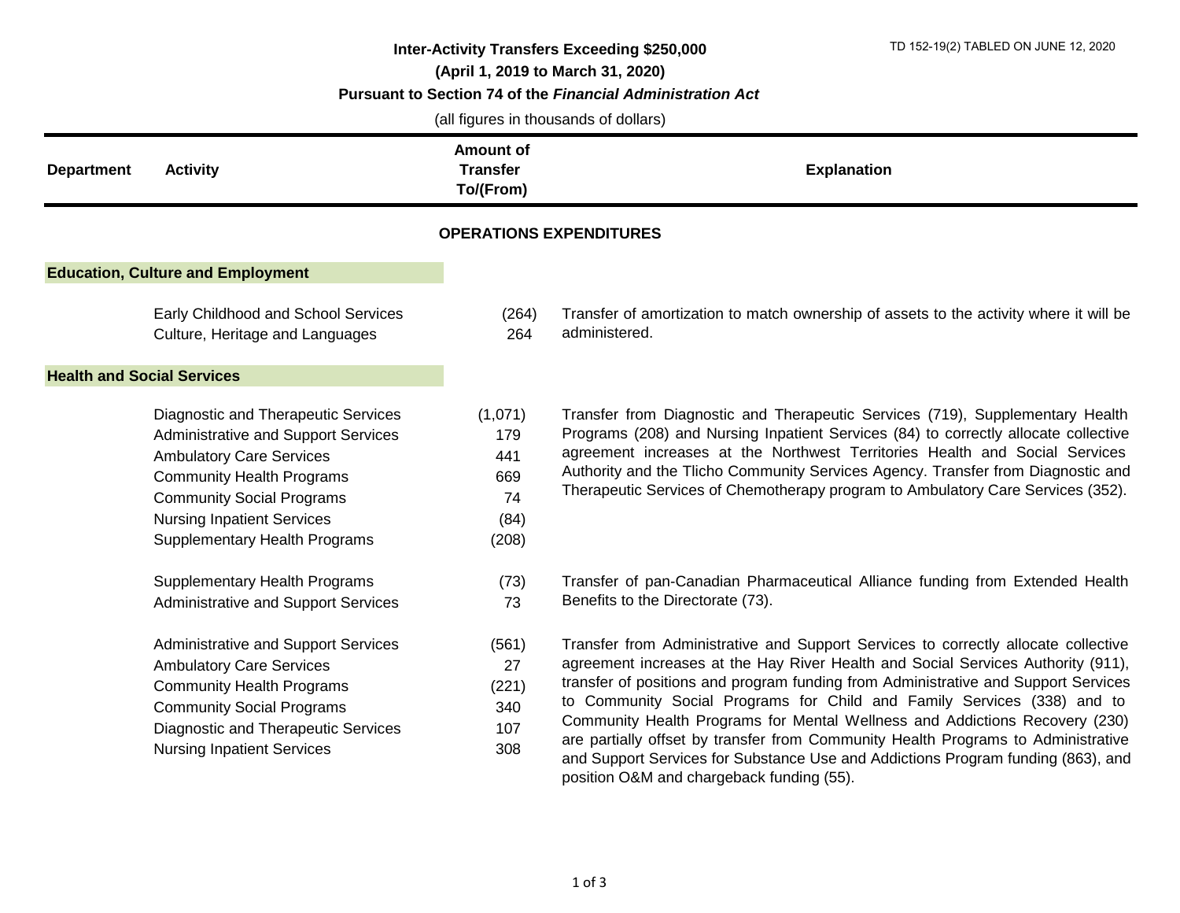TD 152-19(2) TABLED ON JUNE 12, 2020

# Inter-Activity Transfers Exceeding $250,000

## (April 1, 2019 to March 31, 2020)

## Pursuant to Section 74 of the *Financial Administration Act*

(all figures in thousands of dollars)

| Department | Activity | Amount of Transfer To/(From) | Explanation |
|---|---|---|---|
| **OPERATIONS EXPENDITURES** | | | |
| **Education, Culture and Employment** | | | |
| | Early Childhood and School Services | (264) | Transfer of amortization to match ownership of assets to the activity where it will be administered. |
| | Culture, Heritage and Languages | 264 | |
| **Health and Social Services** | | | |
| | Diagnostic and Therapeutic Services | (1,071) | Transfer from Diagnostic and Therapeutic Services (719), Supplementary Health Programs (208) and Nursing Inpatient Services (84) to correctly allocate collective agreement increases at the Northwest Territories Health and Social Services Authority and the Tlicho Community Services Agency. Transfer from Diagnostic and Therapeutic Services of Chemotherapy program to Ambulatory Care Services (352). |
| | Administrative and Support Services | 179 | |
| | Ambulatory Care Services | 441 | |
| | Community Health Programs | 669 | |
| | Community Social Programs | 74 | |
| | Nursing Inpatient Services | (84) | |
| | Supplementary Health Programs | (208) | |
| | Supplementary Health Programs | (73) | Transfer of pan-Canadian Pharmaceutical Alliance funding from Extended Health Benefits to the Directorate (73). |
| | Administrative and Support Services | 73 | |
| | Administrative and Support Services | (561) | Transfer from Administrative and Support Services to correctly allocate collective agreement increases at the Hay River Health and Social Services Authority (911), transfer of positions and program funding from Administrative and Support Services to Community Social Programs for Child and Family Services (338) and to Community Health Programs for Mental Wellness and Addictions Recovery (230) are partially offset by transfer from Community Health Programs to Administrative and Support Services for Substance Use and Addictions Program funding (863), and position O&M and chargeback funding (55). |
| | Ambulatory Care Services | 27 | |
| | Community Health Programs | (221) | |
| | Community Social Programs | 340 | |
| | Diagnostic and Therapeutic Services | 107 | |
| | Nursing Inpatient Services | 308 | |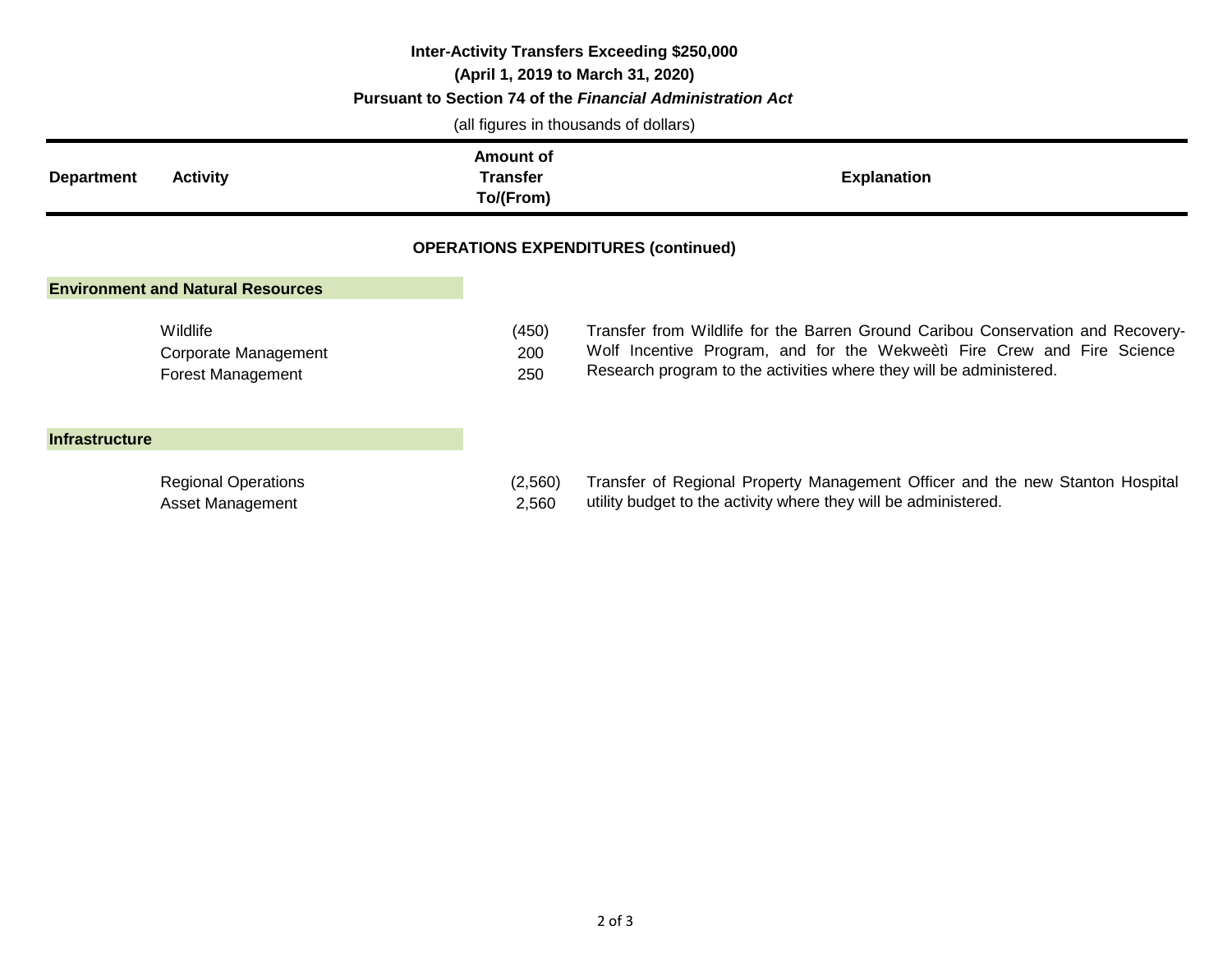**Inter-Activity Transfers Exceeding $250,000**

**(April 1, 2019 to March 31, 2020)**

**Pursuant to Section 74 of the *Financial Administration Act***

(all figures in thousands of dollars)

| Department | Activity | Amount of Transfer To/(From) | Explanation |
|---|---|---|---|
| | | | |
| **OPERATIONS EXPENDITURES (continued)** | | | |
| **Environment and Natural Resources** | | | |
| | Wildlife | (450) | Transfer from Wildlife for the Barren Ground Caribou Conservation and Recovery-Wolf Incentive Program, and for the Wekweètì Fire Crew and Fire Science Research program to the activities where they will be administered. |
| | Corporate Management | 200 | |
| | Forest Management | 250 | |
| **Infrastructure** | | | |
| | Regional Operations | (2,560) | Transfer of Regional Property Management Officer and the new Stanton Hospital utility budget to the activity where they will be administered. |
| | Asset Management | 2,560 | |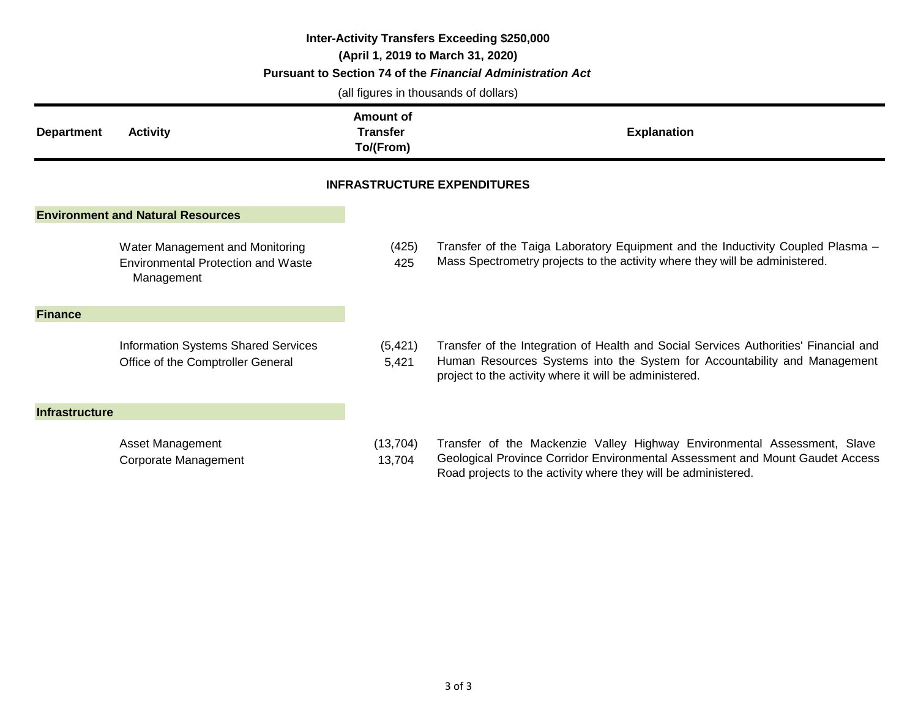**Inter-Activity Transfers Exceeding $250,000**

**(April 1, 2019 to March 31, 2020)**

**Pursuant to Section 74 of the *Financial Administration Act***

(all figures in thousands of dollars)

| Department | Activity | Amount of Transfer To/(From) | Explanation |
|---|---|---|---|
| | | | **INFRASTRUCTURE EXPENDITURES** |
| **Environment and Natural Resources** | | | |
| | Water Management and Monitoring | (425) | Transfer of the Taiga Laboratory Equipment and the Inductivity Coupled Plasma – Mass Spectrometry projects to the activity where they will be administered. |
| | Environmental Protection and Waste Management | 425 | |
| **Finance** | | | |
| | Information Systems Shared Services | (5,421) | Transfer of the Integration of Health and Social Services Authorities' Financial and Human Resources Systems into the System for Accountability and Management project to the activity where it will be administered. |
| | Office of the Comptroller General | 5,421 | |
| **Infrastructure** | | | |
| | Asset Management | (13,704) | Transfer of the Mackenzie Valley Highway Environmental Assessment, Slave Geological Province Corridor Environmental Assessment and Mount Gaudet Access Road projects to the activity where they will be administered. |
| | Corporate Management | 13,704 | |